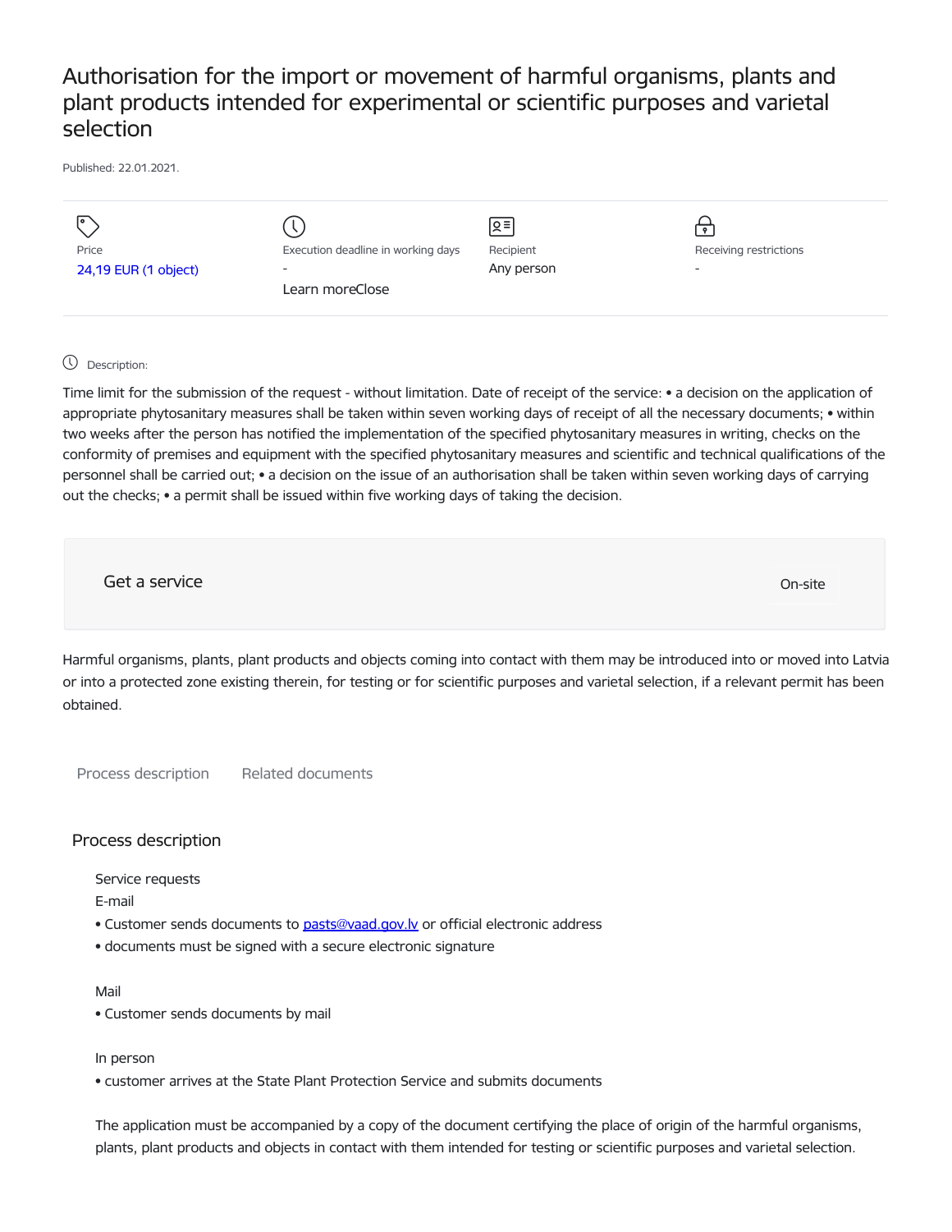# Authorisation for the import or movement of harmful organisms, plants and plant products intended for experimental or scientific purposes and varietal selection

Published: 22.01.2021.

| Price | Execution deadline in working days | Recipient | Receiving restrictions |
| --- | --- | --- | --- |
| 24,19 EUR (1 object) | - | Any person | - |

Learn moreClose

Description:

Time limit for the submission of the request - without limitation. Date of receipt of the service: • a decision on the application of appropriate phytosanitary measures shall be taken within seven working days of receipt of all the necessary documents; • within two weeks after the person has notified the implementation of the specified phytosanitary measures in writing, checks on the conformity of premises and equipment with the specified phytosanitary measures and scientific and technical qualifications of the personnel shall be carried out; • a decision on the issue of an authorisation shall be taken within seven working days of carrying out the checks; • a permit shall be issued within five working days of taking the decision.

Get a service

On-site

Harmful organisms, plants, plant products and objects coming into contact with them may be introduced into or moved into Latvia or into a protected zone existing therein, for testing or for scientific purposes and varietal selection, if a relevant permit has been obtained.

Process description

Related documents

## Process description

Service requests

E-mail

- Customer sends documents to pasts@vaad.gov.lv or official electronic address
- documents must be signed with a secure electronic signature

Mail

- Customer sends documents by mail

In person

- customer arrives at the State Plant Protection Service and submits documents

The application must be accompanied by a copy of the document certifying the place of origin of the harmful organisms, plants, plant products and objects in contact with them intended for testing or scientific purposes and varietal selection.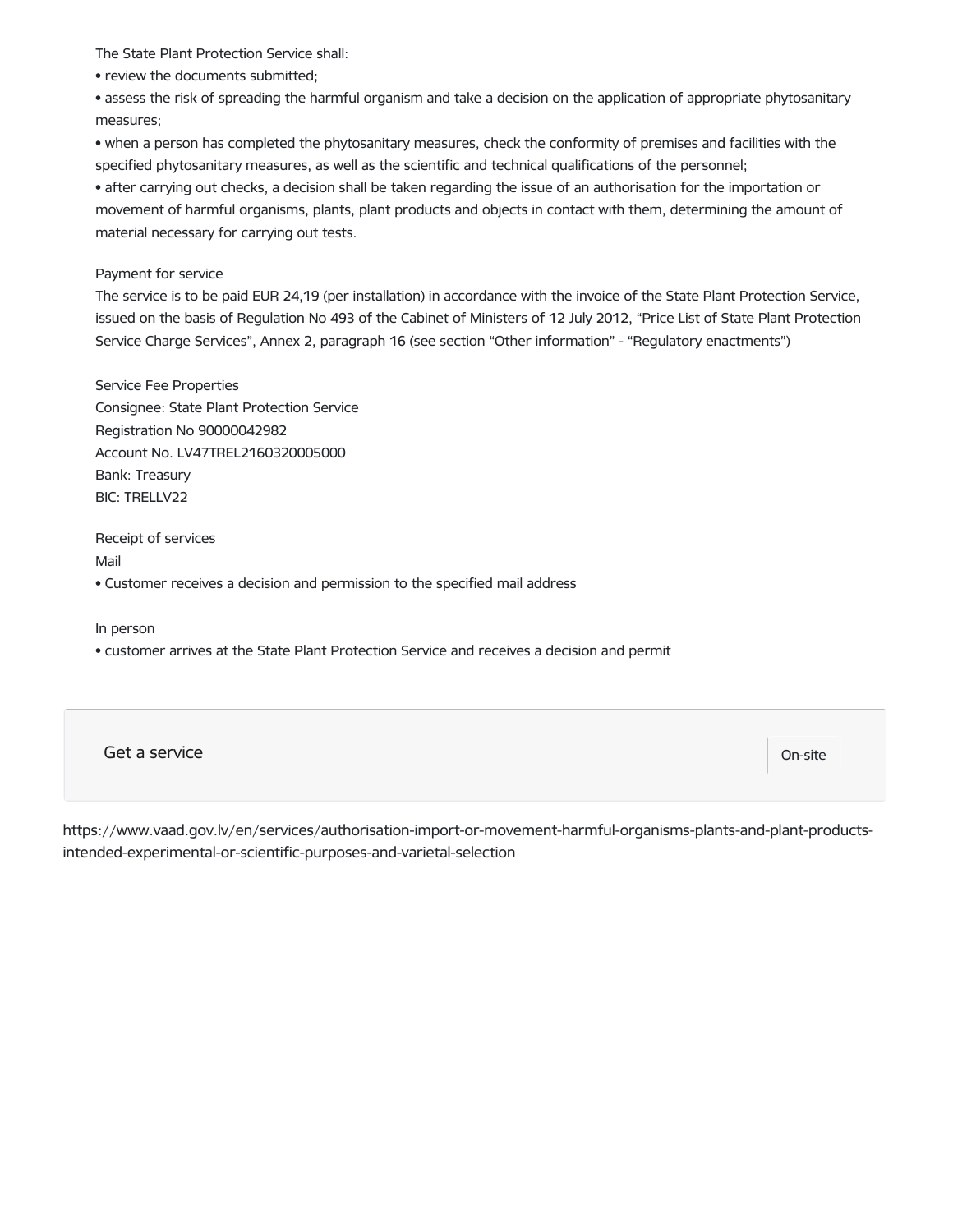The State Plant Protection Service shall:

- review the documents submitted;
- assess the risk of spreading the harmful organism and take a decision on the application of appropriate phytosanitary measures;
- when a person has completed the phytosanitary measures, check the conformity of premises and facilities with the specified phytosanitary measures, as well as the scientific and technical qualifications of the personnel;
- after carrying out checks, a decision shall be taken regarding the issue of an authorisation for the importation or movement of harmful organisms, plants, plant products and objects in contact with them, determining the amount of material necessary for carrying out tests.

Payment for service

The service is to be paid EUR 24,19 (per installation) in accordance with the invoice of the State Plant Protection Service, issued on the basis of Regulation No 493 of the Cabinet of Ministers of 12 July 2012, "Price List of State Plant Protection Service Charge Services", Annex 2, paragraph 16 (see section "Other information" - "Regulatory enactments")

Service Fee Properties
Consignee: State Plant Protection Service
Registration No 90000042982
Account No. LV47TREL2160320005000
Bank: Treasury
BIC: TRELLV22

Receipt of services

Mail

- Customer receives a decision and permission to the specified mail address

In person

- customer arrives at the State Plant Protection Service and receives a decision and permit

Get a service

On-site

https://www.vaad.gov.lv/en/services/authorisation-import-or-movement-harmful-organisms-plants-and-plant-products-intended-experimental-or-scientific-purposes-and-varietal-selection